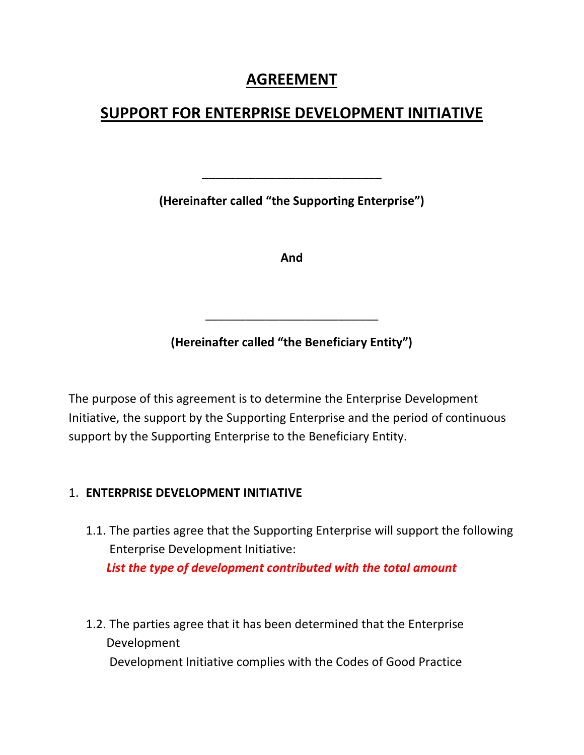# AGREEMENT

## SUPPORT FOR ENTERPRISE DEVELOPMENT INITIATIVE

**\_\_\_\_\_\_\_\_\_\_\_\_\_\_\_\_\_\_\_\_\_\_\_\_\_\_\_\_**

**(Hereinafter called "the Supporting Enterprise")**

**And**

**\_\_\_\_\_\_\_\_\_\_\_\_\_\_\_\_\_\_\_\_\_\_\_\_\_\_\_\_**

**(Hereinafter called "the Beneficiary Entity")**

The purpose of this agreement is to determine the Enterprise Development Initiative, the support by the Supporting Enterprise and the period of continuous support by the Supporting Enterprise to the Beneficiary Entity.

1. **ENTERPRISE DEVELOPMENT INITIATIVE**

   1.1. The parties agree that the Supporting Enterprise will support the following Enterprise Development Initiative:
   ***List the type of development contributed with the total amount***

   1.2. The parties agree that it has been determined that the Enterprise Development
   Development Initiative complies with the Codes of Good Practice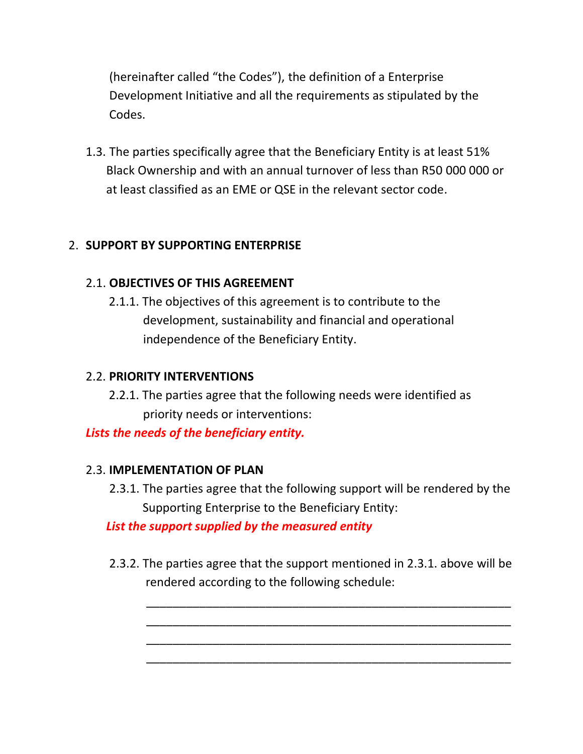(hereinafter called "the Codes"), the definition of a Enterprise Development Initiative and all the requirements as stipulated by the Codes.

1.3. The parties specifically agree that the Beneficiary Entity is at least 51% Black Ownership and with an annual turnover of less than R50 000 000 or at least classified as an EME or QSE in the relevant sector code.

## 2. SUPPORT BY SUPPORTING ENTERPRISE

### 2.1. OBJECTIVES OF THIS AGREEMENT

2.1.1. The objectives of this agreement is to contribute to the development, sustainability and financial and operational independence of the Beneficiary Entity.

### 2.2. PRIORITY INTERVENTIONS

2.2.1. The parties agree that the following needs were identified as priority needs or interventions:

***Lists the needs of the beneficiary entity.***

### 2.3. IMPLEMENTATION OF PLAN

2.3.1. The parties agree that the following support will be rendered by the Supporting Enterprise to the Beneficiary Entity:

***List the support supplied by the measured entity***

2.3.2. The parties agree that the support mentioned in 2.3.1. above will be rendered according to the following schedule:

_______________________________________________________

_______________________________________________________

_______________________________________________________

_______________________________________________________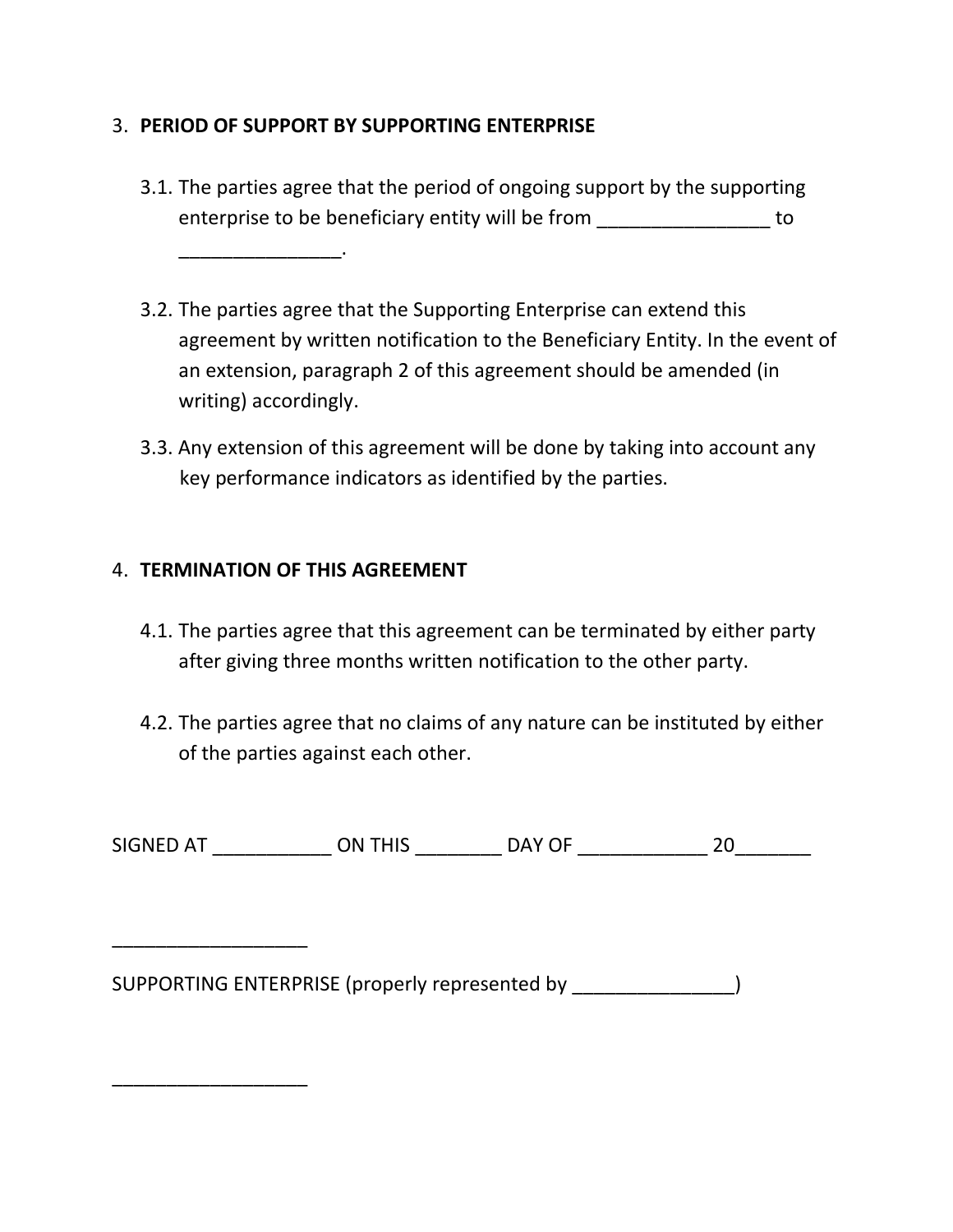3. **PERIOD OF SUPPORT BY SUPPORTING ENTERPRISE**

   3.1. The parties agree that the period of ongoing support by the supporting enterprise to be beneficiary entity will be from ________________ to _______________.

   3.2. The parties agree that the Supporting Enterprise can extend this agreement by written notification to the Beneficiary Entity. In the event of an extension, paragraph 2 of this agreement should be amended (in writing) accordingly.

   3.3. Any extension of this agreement will be done by taking into account any key performance indicators as identified by the parties.

4. **TERMINATION OF THIS AGREEMENT**

   4.1. The parties agree that this agreement can be terminated by either party after giving three months written notification to the other party.

   4.2. The parties agree that no claims of any nature can be instituted by either of the parties against each other.

SIGNED AT ___________ ON THIS ________ DAY OF ____________ 20_______

__________________

SUPPORTING ENTERPRISE (properly represented by _______________)

__________________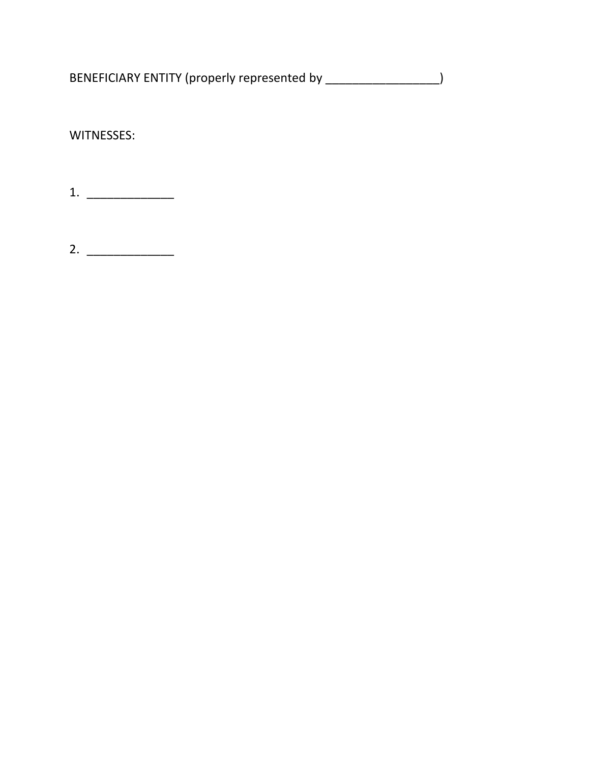BENEFICIARY ENTITY (properly represented by _________________)

WITNESSES:

1. _____________

2. _____________